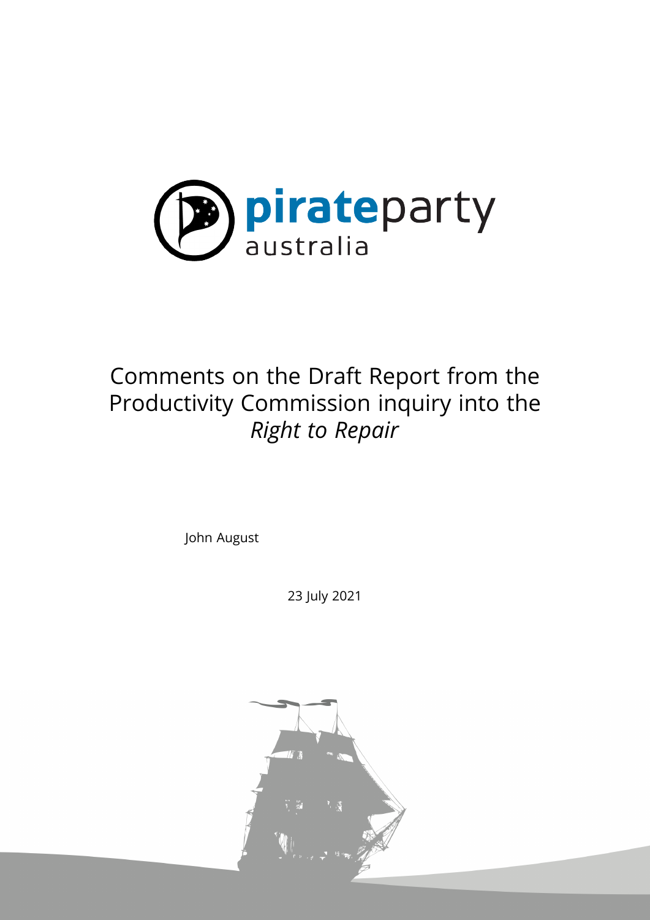pirateparty australia

# Comments on the Draft Report from the Productivity Commission inquiry into the *Right to Repair*

John August

23 July 2021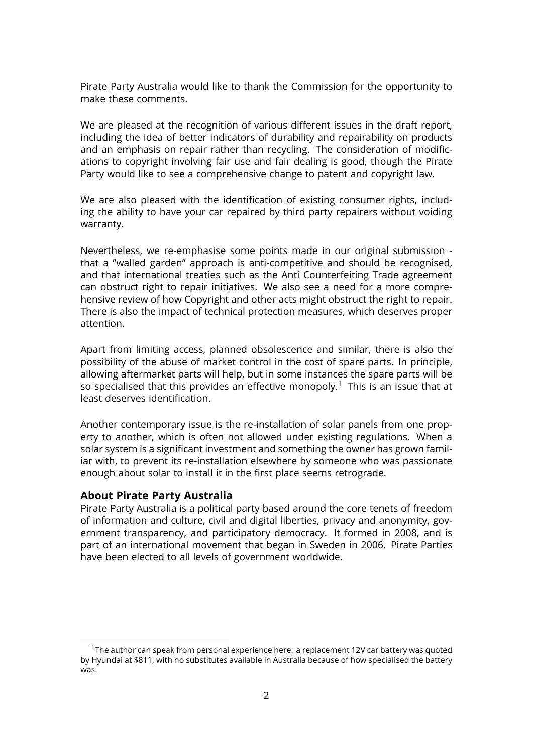Pirate Party Australia would like to thank the Commission for the opportunity to make these comments.

We are pleased at the recognition of various different issues in the draft report, including the idea of better indicators of durability and repairability on products and an emphasis on repair rather than recycling. The consideration of modifications to copyright involving fair use and fair dealing is good, though the Pirate Party would like to see a comprehensive change to patent and copyright law.

We are also pleased with the identification of existing consumer rights, including the ability to have your car repaired by third party repairers without voiding warranty.

Nevertheless, we re-emphasise some points made in our original submission - that a "walled garden" approach is anti-competitive and should be recognised, and that international treaties such as the Anti Counterfeiting Trade agreement can obstruct right to repair initiatives. We also see a need for a more comprehensive review of how Copyright and other acts might obstruct the right to repair. There is also the impact of technical protection measures, which deserves proper attention.

Apart from limiting access, planned obsolescence and similar, there is also the possibility of the abuse of market control in the cost of spare parts. In principle, allowing aftermarket parts will help, but in some instances the spare parts will be so specialised that this provides an effective monopoly.[1] This is an issue that at least deserves identification.

Another contemporary issue is the re-installation of solar panels from one property to another, which is often not allowed under existing regulations. When a solar system is a significant investment and something the owner has grown familiar with, to prevent its re-installation elsewhere by someone who was passionate enough about solar to install it in the first place seems retrograde.

### About Pirate Party Australia

Pirate Party Australia is a political party based around the core tenets of freedom of information and culture, civil and digital liberties, privacy and anonymity, government transparency, and participatory democracy. It formed in 2008, and is part of an international movement that began in Sweden in 2006. Pirate Parties have been elected to all levels of government worldwide.

---

[1] The author can speak from personal experience here: a replacement 12V car battery was quoted by Hyundai at $811, with no substitutes available in Australia because of how specialised the battery was.